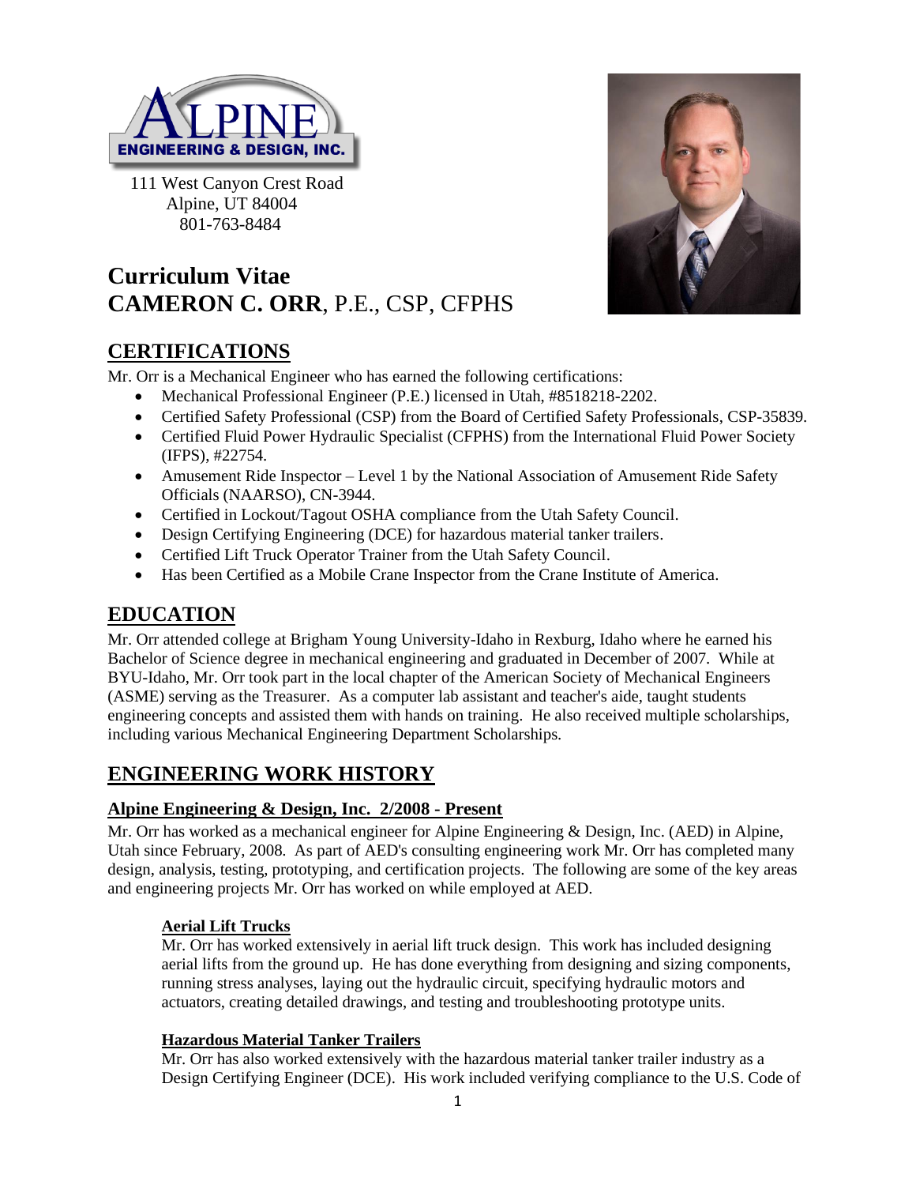ALPINE ENGINEERING & DESIGN, INC.

111 West Canyon Crest Road
Alpine, UT 84004
801-763-8484

# Curriculum Vitae
# CAMERON C. ORR, P.E., CSP, CFPHS

## CERTIFICATIONS

Mr. Orr is a Mechanical Engineer who has earned the following certifications:

- Mechanical Professional Engineer (P.E.) licensed in Utah, #8518218-2202.
- Certified Safety Professional (CSP) from the Board of Certified Safety Professionals, CSP-35839.
- Certified Fluid Power Hydraulic Specialist (CFPHS) from the International Fluid Power Society (IFPS), #22754.
- Amusement Ride Inspector – Level 1 by the National Association of Amusement Ride Safety Officials (NAARSO), CN-3944.
- Certified in Lockout/Tagout OSHA compliance from the Utah Safety Council.
- Design Certifying Engineering (DCE) for hazardous material tanker trailers.
- Certified Lift Truck Operator Trainer from the Utah Safety Council.
- Has been Certified as a Mobile Crane Inspector from the Crane Institute of America.

## EDUCATION

Mr. Orr attended college at Brigham Young University-Idaho in Rexburg, Idaho where he earned his Bachelor of Science degree in mechanical engineering and graduated in December of 2007. While at BYU-Idaho, Mr. Orr took part in the local chapter of the American Society of Mechanical Engineers (ASME) serving as the Treasurer. As a computer lab assistant and teacher's aide, taught students engineering concepts and assisted them with hands on training. He also received multiple scholarships, including various Mechanical Engineering Department Scholarships.

## ENGINEERING WORK HISTORY

### Alpine Engineering & Design, Inc. 2/2008 - Present

Mr. Orr has worked as a mechanical engineer for Alpine Engineering & Design, Inc. (AED) in Alpine, Utah since February, 2008. As part of AED's consulting engineering work Mr. Orr has completed many design, analysis, testing, prototyping, and certification projects. The following are some of the key areas and engineering projects Mr. Orr has worked on while employed at AED.

#### Aerial Lift Trucks

Mr. Orr has worked extensively in aerial lift truck design. This work has included designing aerial lifts from the ground up. He has done everything from designing and sizing components, running stress analyses, laying out the hydraulic circuit, specifying hydraulic motors and actuators, creating detailed drawings, and testing and troubleshooting prototype units.

#### Hazardous Material Tanker Trailers

Mr. Orr has also worked extensively with the hazardous material tanker trailer industry as a Design Certifying Engineer (DCE). His work included verifying compliance to the U.S. Code of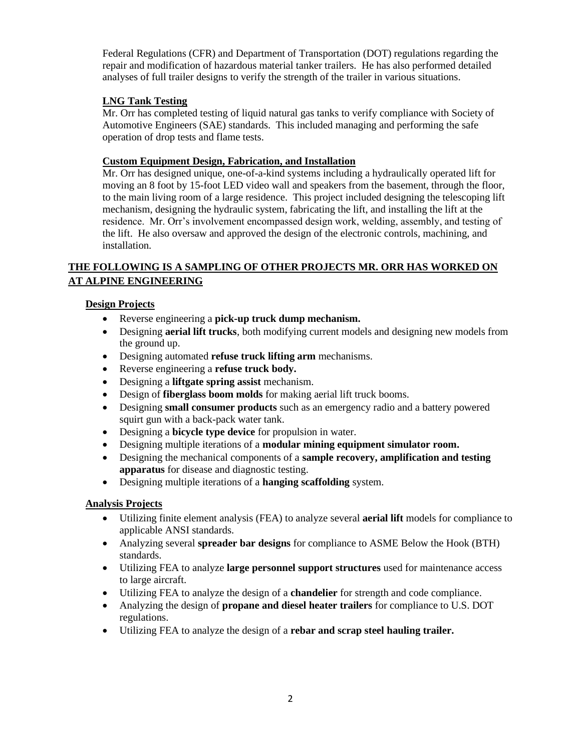Federal Regulations (CFR) and Department of Transportation (DOT) regulations regarding the repair and modification of hazardous material tanker trailers. He has also performed detailed analyses of full trailer designs to verify the strength of the trailer in various situations.

**LNG Tank Testing**

Mr. Orr has completed testing of liquid natural gas tanks to verify compliance with Society of Automotive Engineers (SAE) standards. This included managing and performing the safe operation of drop tests and flame tests.

**Custom Equipment Design, Fabrication, and Installation**

Mr. Orr has designed unique, one-of-a-kind systems including a hydraulically operated lift for moving an 8 foot by 15-foot LED video wall and speakers from the basement, through the floor, to the main living room of a large residence. This project included designing the telescoping lift mechanism, designing the hydraulic system, fabricating the lift, and installing the lift at the residence. Mr. Orr's involvement encompassed design work, welding, assembly, and testing of the lift. He also oversaw and approved the design of the electronic controls, machining, and installation.

## THE FOLLOWING IS A SAMPLING OF OTHER PROJECTS MR. ORR HAS WORKED ON AT ALPINE ENGINEERING

**Design Projects**

- Reverse engineering a **pick-up truck dump mechanism.**
- Designing **aerial lift trucks**, both modifying current models and designing new models from the ground up.
- Designing automated **refuse truck lifting arm** mechanisms.
- Reverse engineering a **refuse truck body.**
- Designing a **liftgate spring assist** mechanism.
- Design of **fiberglass boom molds** for making aerial lift truck booms.
- Designing **small consumer products** such as an emergency radio and a battery powered squirt gun with a back-pack water tank.
- Designing a **bicycle type device** for propulsion in water.
- Designing multiple iterations of a **modular mining equipment simulator room.**
- Designing the mechanical components of a **sample recovery, amplification and testing apparatus** for disease and diagnostic testing.
- Designing multiple iterations of a **hanging scaffolding** system.

**Analysis Projects**

- Utilizing finite element analysis (FEA) to analyze several **aerial lift** models for compliance to applicable ANSI standards.
- Analyzing several **spreader bar designs** for compliance to ASME Below the Hook (BTH) standards.
- Utilizing FEA to analyze **large personnel support structures** used for maintenance access to large aircraft.
- Utilizing FEA to analyze the design of a **chandelier** for strength and code compliance.
- Analyzing the design of **propane and diesel heater trailers** for compliance to U.S. DOT regulations.
- Utilizing FEA to analyze the design of a **rebar and scrap steel hauling trailer.**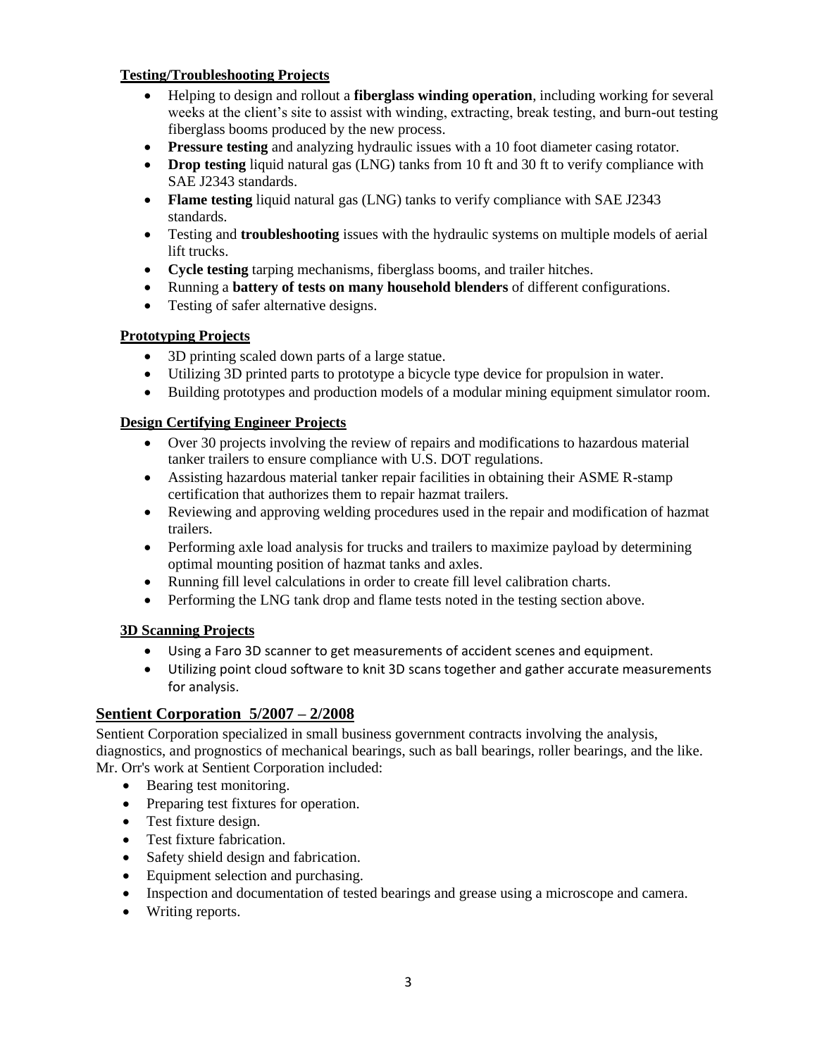**Testing/Troubleshooting Projects**

- Helping to design and rollout a **fiberglass winding operation**, including working for several weeks at the client's site to assist with winding, extracting, break testing, and burn-out testing fiberglass booms produced by the new process.
- **Pressure testing** and analyzing hydraulic issues with a 10 foot diameter casing rotator.
- **Drop testing** liquid natural gas (LNG) tanks from 10 ft and 30 ft to verify compliance with SAE J2343 standards.
- **Flame testing** liquid natural gas (LNG) tanks to verify compliance with SAE J2343 standards.
- Testing and **troubleshooting** issues with the hydraulic systems on multiple models of aerial lift trucks.
- **Cycle testing** tarping mechanisms, fiberglass booms, and trailer hitches.
- Running a **battery of tests on many household blenders** of different configurations.
- Testing of safer alternative designs.

**Prototyping Projects**

- 3D printing scaled down parts of a large statue.
- Utilizing 3D printed parts to prototype a bicycle type device for propulsion in water.
- Building prototypes and production models of a modular mining equipment simulator room.

**Design Certifying Engineer Projects**

- Over 30 projects involving the review of repairs and modifications to hazardous material tanker trailers to ensure compliance with U.S. DOT regulations.
- Assisting hazardous material tanker repair facilities in obtaining their ASME R-stamp certification that authorizes them to repair hazmat trailers.
- Reviewing and approving welding procedures used in the repair and modification of hazmat trailers.
- Performing axle load analysis for trucks and trailers to maximize payload by determining optimal mounting position of hazmat tanks and axles.
- Running fill level calculations in order to create fill level calibration charts.
- Performing the LNG tank drop and flame tests noted in the testing section above.

**3D Scanning Projects**

- Using a Faro 3D scanner to get measurements of accident scenes and equipment.
- Utilizing point cloud software to knit 3D scans together and gather accurate measurements for analysis.

## Sentient Corporation 5/2007 – 2/2008

Sentient Corporation specialized in small business government contracts involving the analysis, diagnostics, and prognostics of mechanical bearings, such as ball bearings, roller bearings, and the like. Mr. Orr's work at Sentient Corporation included:

- Bearing test monitoring.
- Preparing test fixtures for operation.
- Test fixture design.
- Test fixture fabrication.
- Safety shield design and fabrication.
- Equipment selection and purchasing.
- Inspection and documentation of tested bearings and grease using a microscope and camera.
- Writing reports.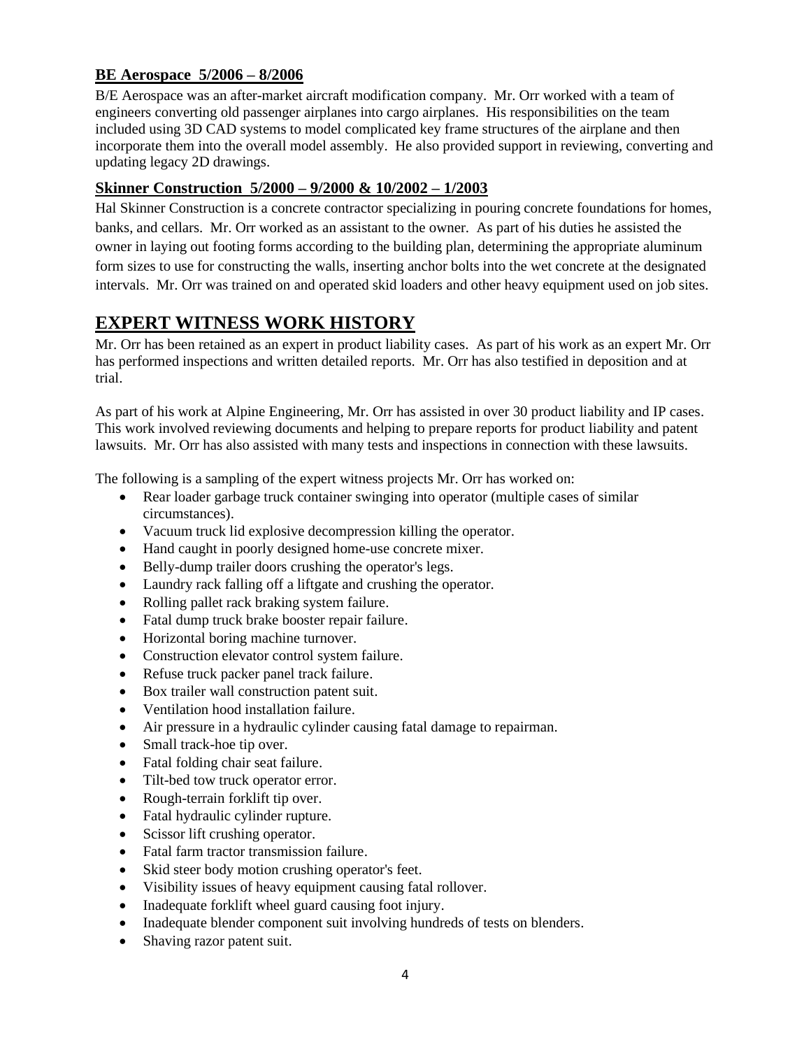### BE Aerospace 5/2006 – 8/2006

B/E Aerospace was an after-market aircraft modification company. Mr. Orr worked with a team of engineers converting old passenger airplanes into cargo airplanes. His responsibilities on the team included using 3D CAD systems to model complicated key frame structures of the airplane and then incorporate them into the overall model assembly. He also provided support in reviewing, converting and updating legacy 2D drawings.

### Skinner Construction 5/2000 – 9/2000 & 10/2002 – 1/2003

Hal Skinner Construction is a concrete contractor specializing in pouring concrete foundations for homes, banks, and cellars. Mr. Orr worked as an assistant to the owner. As part of his duties he assisted the owner in laying out footing forms according to the building plan, determining the appropriate aluminum form sizes to use for constructing the walls, inserting anchor bolts into the wet concrete at the designated intervals. Mr. Orr was trained on and operated skid loaders and other heavy equipment used on job sites.

## EXPERT WITNESS WORK HISTORY

Mr. Orr has been retained as an expert in product liability cases. As part of his work as an expert Mr. Orr has performed inspections and written detailed reports. Mr. Orr has also testified in deposition and at trial.

As part of his work at Alpine Engineering, Mr. Orr has assisted in over 30 product liability and IP cases. This work involved reviewing documents and helping to prepare reports for product liability and patent lawsuits. Mr. Orr has also assisted with many tests and inspections in connection with these lawsuits.

The following is a sampling of the expert witness projects Mr. Orr has worked on:

- Rear loader garbage truck container swinging into operator (multiple cases of similar circumstances).
- Vacuum truck lid explosive decompression killing the operator.
- Hand caught in poorly designed home-use concrete mixer.
- Belly-dump trailer doors crushing the operator's legs.
- Laundry rack falling off a liftgate and crushing the operator.
- Rolling pallet rack braking system failure.
- Fatal dump truck brake booster repair failure.
- Horizontal boring machine turnover.
- Construction elevator control system failure.
- Refuse truck packer panel track failure.
- Box trailer wall construction patent suit.
- Ventilation hood installation failure.
- Air pressure in a hydraulic cylinder causing fatal damage to repairman.
- Small track-hoe tip over.
- Fatal folding chair seat failure.
- Tilt-bed tow truck operator error.
- Rough-terrain forklift tip over.
- Fatal hydraulic cylinder rupture.
- Scissor lift crushing operator.
- Fatal farm tractor transmission failure.
- Skid steer body motion crushing operator's feet.
- Visibility issues of heavy equipment causing fatal rollover.
- Inadequate forklift wheel guard causing foot injury.
- Inadequate blender component suit involving hundreds of tests on blenders.
- Shaving razor patent suit.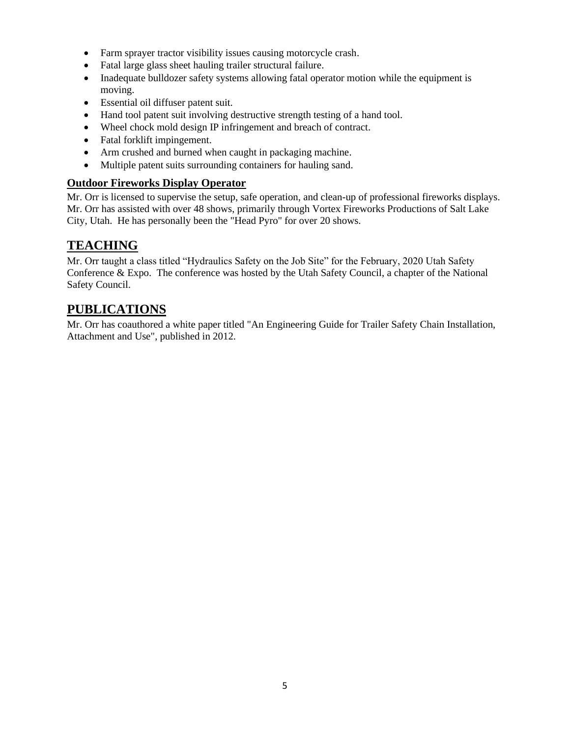- Farm sprayer tractor visibility issues causing motorcycle crash.
- Fatal large glass sheet hauling trailer structural failure.
- Inadequate bulldozer safety systems allowing fatal operator motion while the equipment is moving.
- Essential oil diffuser patent suit.
- Hand tool patent suit involving destructive strength testing of a hand tool.
- Wheel chock mold design IP infringement and breach of contract.
- Fatal forklift impingement.
- Arm crushed and burned when caught in packaging machine.
- Multiple patent suits surrounding containers for hauling sand.

### Outdoor Fireworks Display Operator

Mr. Orr is licensed to supervise the setup, safe operation, and clean-up of professional fireworks displays. Mr. Orr has assisted with over 48 shows, primarily through Vortex Fireworks Productions of Salt Lake City, Utah. He has personally been the "Head Pyro" for over 20 shows.

## TEACHING

Mr. Orr taught a class titled "Hydraulics Safety on the Job Site" for the February, 2020 Utah Safety Conference & Expo. The conference was hosted by the Utah Safety Council, a chapter of the National Safety Council.

## PUBLICATIONS

Mr. Orr has coauthored a white paper titled "An Engineering Guide for Trailer Safety Chain Installation, Attachment and Use", published in 2012.